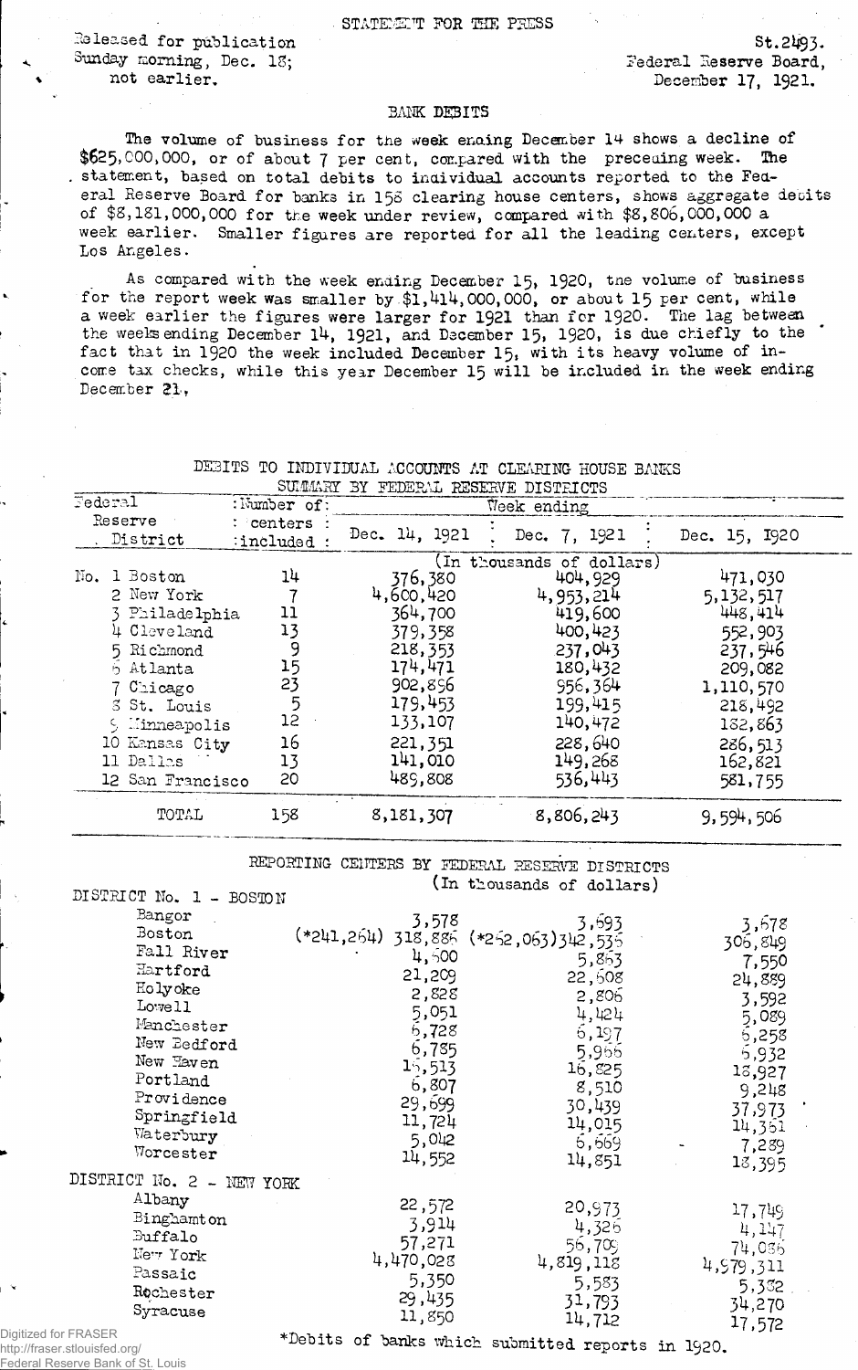STATEMENT FOR THE PRESS

Released for publication
Sunday morning, Dec. 18;
not earlier.

St.2493.
Federal Reserve Board,
December 17, 1921.

## BANK DEBITS

The volume of business for the week ending December 14 shows a decline of \$625,000,000, or of about 7 per cent, compared with the preceding week. The statement, based on total debits to individual accounts reported to the Federal Reserve Board for banks in 158 clearing house centers, shows aggregate debits of \$8,181,000,000 for the week under review, compared with \$8,806,000,000 a week earlier. Smaller figures are reported for all the leading centers, except Los Angeles.

As compared with the week ending December 15, 1920, the volume of business for the report week was smaller by \$1,414,000,000, or about 15 per cent, while a week earlier the figures were larger for 1921 than for 1920. The lag between the weeks ending December 14, 1921, and December 15, 1920, is due chiefly to the fact that in 1920 the week included December 15, with its heavy volume of income tax checks, while this year December 15 will be included in the week ending December 21.

### DEBITS TO INDIVIDUAL ACCOUNTS AT CLEARING HOUSE BANKS
### SUMMARY BY FEDERAL RESERVE DISTRICTS

| Federal Reserve District | Number of centers included | Week ending Dec. 14, 1921 | Dec. 7, 1921 | Dec. 15, 1920 |
|---|---|---|---|---|
| | | (In thousands of dollars) | | |
| No. 1 Boston | 14 | 376,380 | 404,929 | 471,030 |
| 2 New York | 7 | 4,600,420 | 4,953,214 | 5,132,517 |
| 3 Philadelphia | 11 | 364,700 | 419,600 | 448,414 |
| 4 Cleveland | 13 | 379,358 | 400,423 | 552,903 |
| 5 Richmond | 9 | 218,353 | 237,043 | 237,546 |
| 6 Atlanta | 15 | 174,471 | 180,432 | 209,082 |
| 7 Chicago | 23 | 902,896 | 956,364 | 1,110,570 |
| 8 St. Louis | 5 | 179,453 | 199,415 | 218,492 |
| 9 Minneapolis | 12 | 133,107 | 140,472 | 182,863 |
| 10 Kansas City | 16 | 221,351 | 228,640 | 286,513 |
| 11 Dallas | 13 | 141,010 | 149,268 | 162,821 |
| 12 San Francisco | 20 | 489,808 | 536,443 | 581,755 |
| TOTAL | 158 | 8,181,307 | 8,806,243 | 9,594,506 |

### REPORTING CENTERS BY FEDERAL RESERVE DISTRICTS
(In thousands of dollars)

| | Dec. 14, 1921 | Dec. 7, 1921 | Dec. 15, 1920 |
|---|---|---|---|
| **DISTRICT No. 1 - BOSTON** | | | |
| Bangor | 3,578 | 3,693 | 3,678 |
| Boston | (*241,264) 318,886 | (*252,063) 342,535 | 306,849 |
| Fall River | 4,500 | 5,863 | 7,550 |
| Hartford | 21,209 | 22,608 | 24,889 |
| Holyoke | 2,828 | 2,806 | 3,592 |
| Lowell | 5,051 | 4,424 | 5,089 |
| Manchester | 6,728 | 6,197 | 6,258 |
| New Bedford | 6,785 | 5,966 | 6,932 |
| New Haven | 15,513 | 16,825 | 18,927 |
| Portland | 6,807 | 8,510 | 9,248 |
| Providence | 29,699 | 30,439 | 37,973 |
| Springfield | 11,724 | 14,015 | 14,351 |
| Waterbury | 5,042 | 6,669 | 7,289 |
| Worcester | 14,552 | 14,851 | 18,395 |
| **DISTRICT No. 2 - NEW YORK** | | | |
| Albany | 22,572 | 20,973 | 17,749 |
| Binghamton | 3,914 | 4,326 | 4,147 |
| Buffalo | 57,271 | 56,709 | 74,036 |
| New York | 4,470,028 | 4,819,118 | 4,979,311 |
| Passaic | 5,350 | 5,583 | 5,382 |
| Rochester | 29,435 | 31,793 | 34,270 |
| Syracuse | 11,850 | 14,712 | 17,572 |

*Debits of banks which submitted reports in 1920.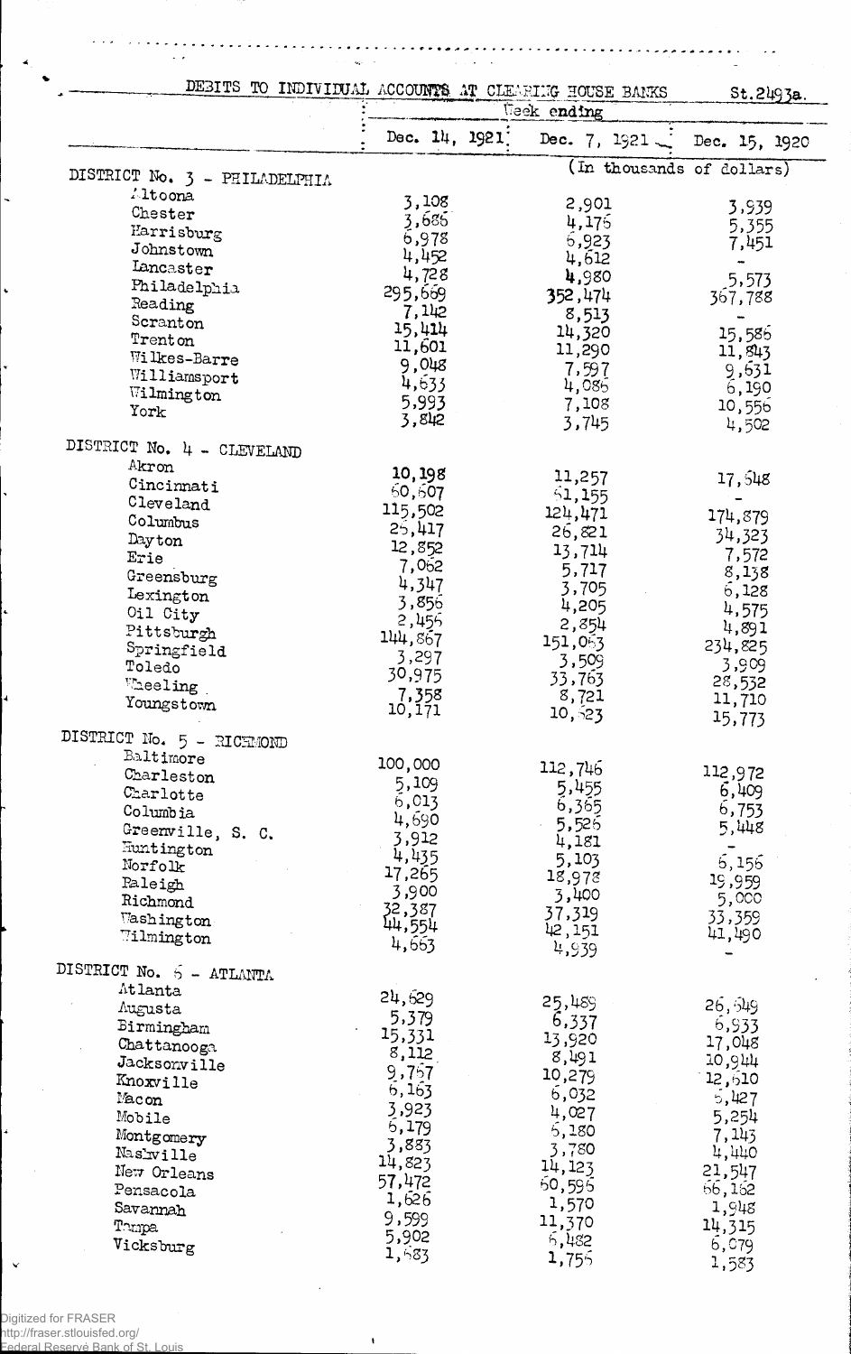DEBITS TO INDIVIDUAL ACCOUNTS AT CLEARING HOUSE BANKS St.2493a.

| | Week ending | | |
|---|---|---|---|
| | Dec. 14, 1921 | Dec. 7, 1921 | Dec. 15, 1920 |
| | (In thousands of dollars) | | |
| **DISTRICT No. 3 - PHILADELPHIA** | | | |
| Altoona | 3,108 | 2,901 | 3,939 |
| Chester | 3,686 | 4,175 | 5,355 |
| Harrisburg | 6,978 | 6,923 | 7,451 |
| Johnstown | 4,452 | 4,612 | - |
| Lancaster | 4,728 | 4,980 | 5,573 |
| Philadelphia | 295,669 | 352,474 | 367,788 |
| Reading | 7,142 | 8,513 | - |
| Scranton | 15,414 | 14,320 | 15,586 |
| Trenton | 11,601 | 11,290 | 11,843 |
| Wilkes-Barre | 9,048 | 7,597 | 9,631 |
| Williamsport | 4,633 | 4,086 | 6,190 |
| Wilmington | 5,993 | 7,108 | 10,556 |
| York | 3,842 | 3,745 | 4,502 |
| **DISTRICT No. 4 - CLEVELAND** | | | |
| Akron | 10,198 | 11,257 | 17,548 |
| Cincinnati | 60,607 | 61,155 | - |
| Cleveland | 115,502 | 124,471 | 174,879 |
| Columbus | 25,417 | 26,821 | 34,323 |
| Dayton | 12,852 | 13,714 | 7,572 |
| Erie | 7,062 | 5,717 | 8,138 |
| Greensburg | 4,347 | 3,705 | 6,128 |
| Lexington | 3,856 | 4,205 | 4,575 |
| Oil City | 2,455 | 2,854 | 4,891 |
| Pittsburgh | 144,867 | 151,063 | 234,825 |
| Springfield | 3,297 | 3,509 | 3,909 |
| Toledo | 30,975 | 33,763 | 28,532 |
| Wheeling | 7,358 | 8,721 | 11,710 |
| Youngstown | 10,171 | 10,523 | 15,773 |
| **DISTRICT No. 5 - RICHMOND** | | | |
| Baltimore | 100,000 | 112,746 | 112,972 |
| Charleston | 5,109 | 5,455 | 6,409 |
| Charlotte | 6,013 | 6,365 | 6,753 |
| Columbia | 4,690 | 5,526 | 5,448 |
| Greenville, S. C. | 3,912 | 4,181 | - |
| Huntington | 4,435 | 5,103 | 6,156 |
| Norfolk | 17,265 | 18,978 | 19,959 |
| Raleigh | 3,900 | 3,400 | 5,000 |
| Richmond | 32,387 | 37,319 | 33,359 |
| Washington | 44,554 | 42,151 | 41,490 |
| Wilmington | 4,663 | 4,939 | - |
| **DISTRICT No. 6 - ATLANTA** | | | |
| Atlanta | 24,629 | 25,489 | 26,549 |
| Augusta | 5,379 | 6,337 | 6,933 |
| Birmingham | 15,331 | 13,920 | 17,048 |
| Chattanooga | 8,112 | 8,491 | 10,944 |
| Jacksonville | 9,757 | 10,279 | 12,610 |
| Knoxville | 6,163 | 6,032 | 5,427 |
| Macon | 3,923 | 4,027 | 5,254 |
| Mobile | 6,179 | 6,180 | 7,143 |
| Montgomery | 3,883 | 3,780 | 4,440 |
| Nashville | 14,823 | 14,123 | 21,547 |
| New Orleans | 57,472 | 60,596 | 66,162 |
| Pensacola | 1,626 | 1,570 | 1,948 |
| Savannah | 9,599 | 11,370 | 14,315 |
| Tampa | 5,902 | 6,482 | 6,079 |
| Vicksburg | 1,683 | 1,755 | 1,583 |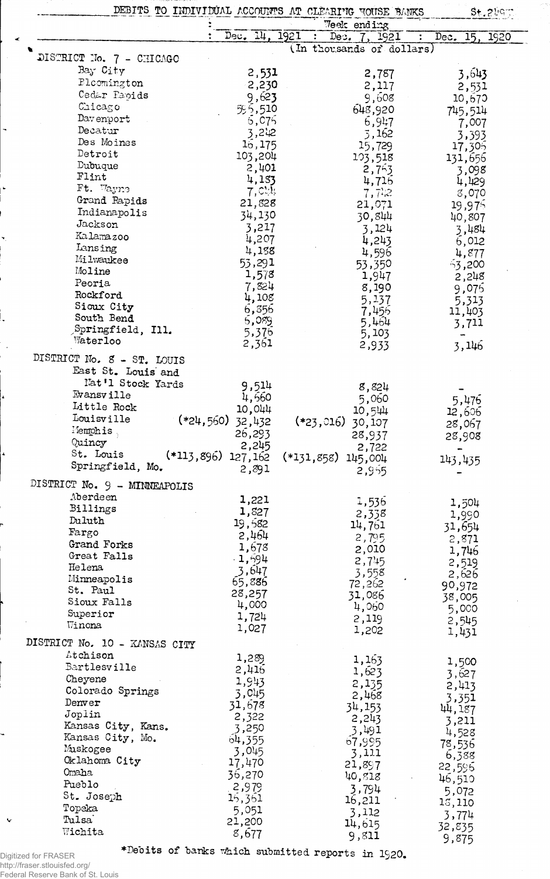## DEBITS TO INDIVIDUAL ACCOUNTS AT CLEARING HOUSE BANKS

| | Week ending | | |
|---|---|---|---|
| | Dec. 14, 1921 | Dec. 7, 1921 | Dec. 15, 1920 |
| | (In thousands of dollars) | | |
| **DISTRICT No. 7 - CHICAGO** | | | |
| Bay City | 2,531 | 2,787 | 3,643 |
| Bloomington | 2,230 | 2,117 | 2,531 |
| Cedar Rapids | 9,623 | 9,608 | 10,670 |
| Chicago | 585,510 | 648,920 | 745,514 |
| Davenport | 6,075 | 6,947 | 7,007 |
| Decatur | 3,242 | 3,162 | 3,393 |
| Des Moines | 16,175 | 15,729 | 17,305 |
| Detroit | 103,204 | 103,518 | 131,656 |
| Dubuque | 2,401 | 2,763 | 3,098 |
| Flint | 4,183 | 4,716 | 4,429 |
| Ft. Wayne | 7,044 | 7,742 | 8,070 |
| Grand Rapids | 21,828 | 21,071 | 19,975 |
| Indianapolis | 34,130 | 30,844 | 40,807 |
| Jackson | 3,217 | 3,124 | 3,484 |
| Kalamazoo | 4,207 | 4,243 | 6,012 |
| Lansing | 4,188 | 4,596 | 4,877 |
| Milwaukee | 53,291 | 53,350 | 63,200 |
| Moline | 1,578 | 1,947 | 2,248 |
| Peoria | 7,824 | 8,190 | 9,076 |
| Rockford | 4,108 | 5,137 | 5,313 |
| Sioux City | 6,856 | 7,456 | 11,403 |
| South Bend | 5,089 | 5,464 | 3,711 |
| Springfield, Ill. | 5,376 | 5,103 | - |
| Waterloo | 2,361 | 2,933 | 3,146 |
| **DISTRICT No. 8 - ST. LOUIS** | | | |
| East St. Louis and Nat'l Stock Yards | 9,514 | 8,824 | - |
| Evansville | 4,560 | 5,060 | 5,476 |
| Little Rock | 10,044 | 10,544 | 12,606 |
| Louisville | (*24,560) 32,432 | (*23,016) 30,107 | 28,067 |
| Memphis | 26,293 | 28,937 | 28,908 |
| Quincy | 2,245 | 2,722 | - |
| St. Louis | (*113,896) 127,162 | (*131,858) 145,004 | 143,435 |
| Springfield, Mo. | 2,891 | 2,955 | - |
| **DISTRICT No. 9 - MINNEAPOLIS** | | | |
| Aberdeen | 1,221 | 1,536 | 1,504 |
| Billings | 1,827 | 2,338 | 1,990 |
| Duluth | 19,582 | 14,761 | 31,654 |
| Fargo | 2,464 | 2,795 | 2,871 |
| Grand Forks | 1,678 | 2,010 | 1,746 |
| Great Falls | 1,594 | 2,745 | 2,519 |
| Helena | 3,647 | 3,558 | 2,626 |
| Minneapolis | 65,886 | 72,262 | 90,972 |
| St. Paul | 28,257 | 31,086 | 38,005 |
| Sioux Falls | 4,000 | 4,060 | 5,000 |
| Superior | 1,724 | 2,119 | 2,545 |
| Winona | 1,027 | 1,202 | 1,431 |
| **DISTRICT No. 10 - KANSAS CITY** | | | |
| Atchison | 1,289 | 1,163 | 1,500 |
| Bartlesville | 2,416 | 1,623 | 3,627 |
| Cheyene | 1,943 | 2,135 | 2,413 |
| Colorado Springs | 3,045 | 2,468 | 3,351 |
| Denver | 31,678 | 34,153 | 44,187 |
| Joplin | 2,322 | 2,243 | 3,211 |
| Kansas City, Kans. | 3,250 | 3,491 | 4,528 |
| Kansas City, Mo. | 64,355 | 67,995 | 78,536 |
| Muskogee | 3,045 | 3,111 | 6,388 |
| Oklahoma City | 17,470 | 21,897 | 22,596 |
| Omaha | 36,270 | 40,818 | 46,510 |
| Pueblo | 2,979 | 3,794 | 5,072 |
| St. Joseph | 15,361 | 16,211 | 18,110 |
| Topeka | 5,051 | 3,112 | 3,774 |
| Tulsa | 21,200 | 14,615 | 32,835 |
| Wichita | 8,677 | 9,811 | 9,875 |

*Debits of banks which submitted reports in 1920.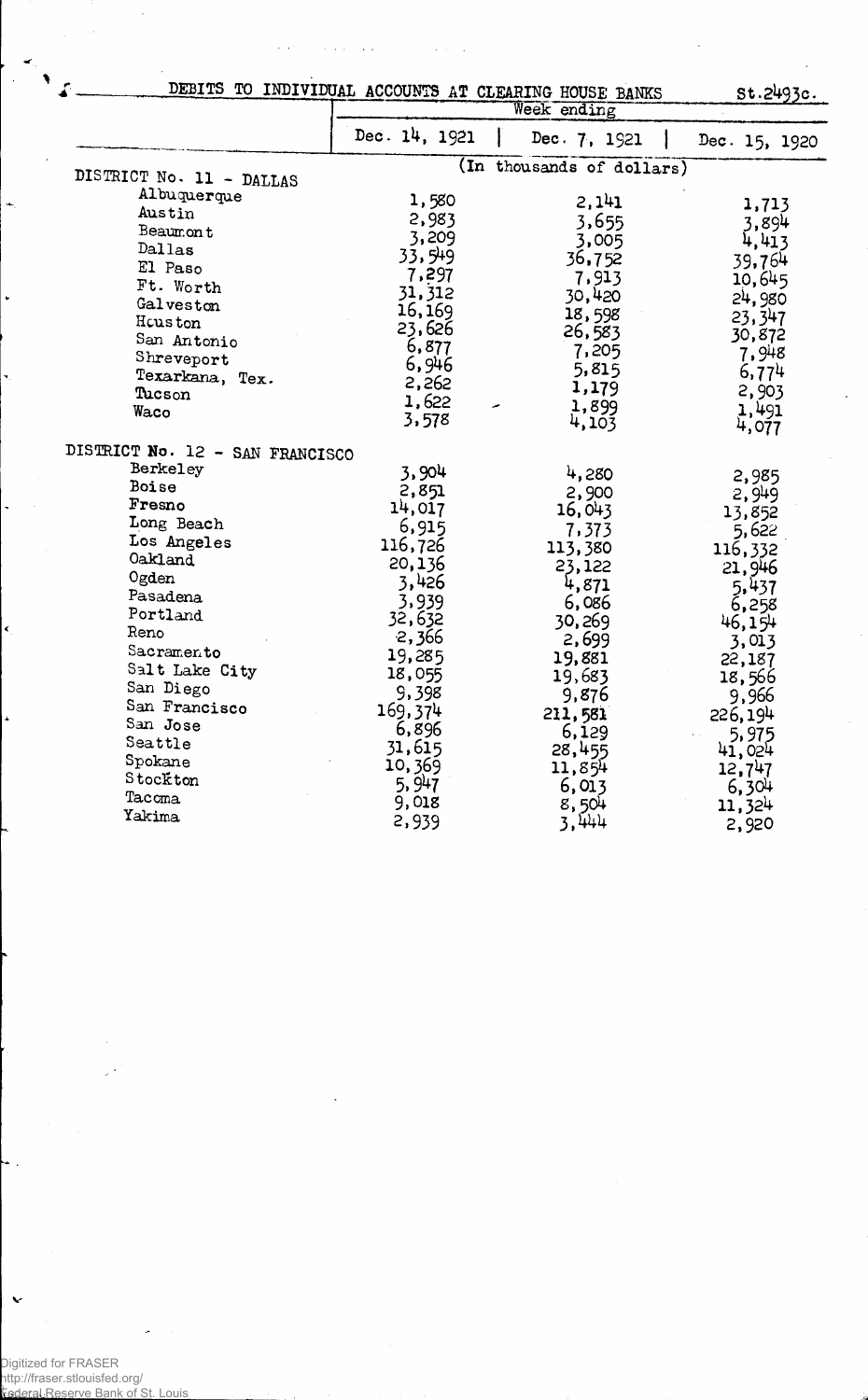DEBITS TO INDIVIDUAL ACCOUNTS AT CLEARING HOUSE BANKS St.2493c.

| | Week ending | | |
|---|---|---|---|
| | Dec. 14, 1921 | Dec. 7, 1921 | Dec. 15, 1920 |
| | (In thousands of dollars) | | |
| **DISTRICT No. 11 - DALLAS** | | | |
| Albuquerque | 1,580 | 2,141 | 1,713 |
| Austin | 2,983 | 3,655 | 3,894 |
| Beaumont | 3,209 | 3,005 | 4,413 |
| Dallas | 33,549 | 36,752 | 39,764 |
| El Paso | 7,297 | 7,913 | 10,645 |
| Ft. Worth | 31,312 | 30,420 | 24,980 |
| Galveston | 16,169 | 18,598 | 23,347 |
| Houston | 23,626 | 26,583 | 30,872 |
| San Antonio | 6,877 | 7,205 | 7,948 |
| Shreveport | 6,946 | 5,815 | 6,774 |
| Texarkana, Tex. | 2,262 | 1,179 | 2,903 |
| Tucson | 1,622 | 1,899 | 1,491 |
| Waco | 3,578 | 4,103 | 4,077 |
| **DISTRICT No. 12 - SAN FRANCISCO** | | | |
| Berkeley | 3,904 | 4,280 | 2,985 |
| Boise | 2,851 | 2,900 | 2,949 |
| Fresno | 14,017 | 16,043 | 13,852 |
| Long Beach | 6,915 | 7,373 | 5,622 |
| Los Angeles | 116,726 | 113,380 | 116,332 |
| Oakland | 20,136 | 23,122 | 21,946 |
| Ogden | 3,426 | 4,871 | 5,437 |
| Pasadena | 3,939 | 6,086 | 6,258 |
| Portland | 32,632 | 30,269 | 46,154 |
| Reno | 2,366 | 2,699 | 3,013 |
| Sacramento | 19,285 | 19,881 | 22,187 |
| Salt Lake City | 18,055 | 19,683 | 18,566 |
| San Diego | 9,398 | 9,876 | 9,966 |
| San Francisco | 169,374 | 211,581 | 226,194 |
| San Jose | 6,896 | 6,129 | 5,975 |
| Seattle | 31,615 | 28,455 | 41,024 |
| Spokane | 10,369 | 11,854 | 12,747 |
| Stockton | 5,947 | 6,013 | 6,304 |
| Tacoma | 9,018 | 8,504 | 11,324 |
| Yakima | 2,939 | 3,444 | 2,920 |